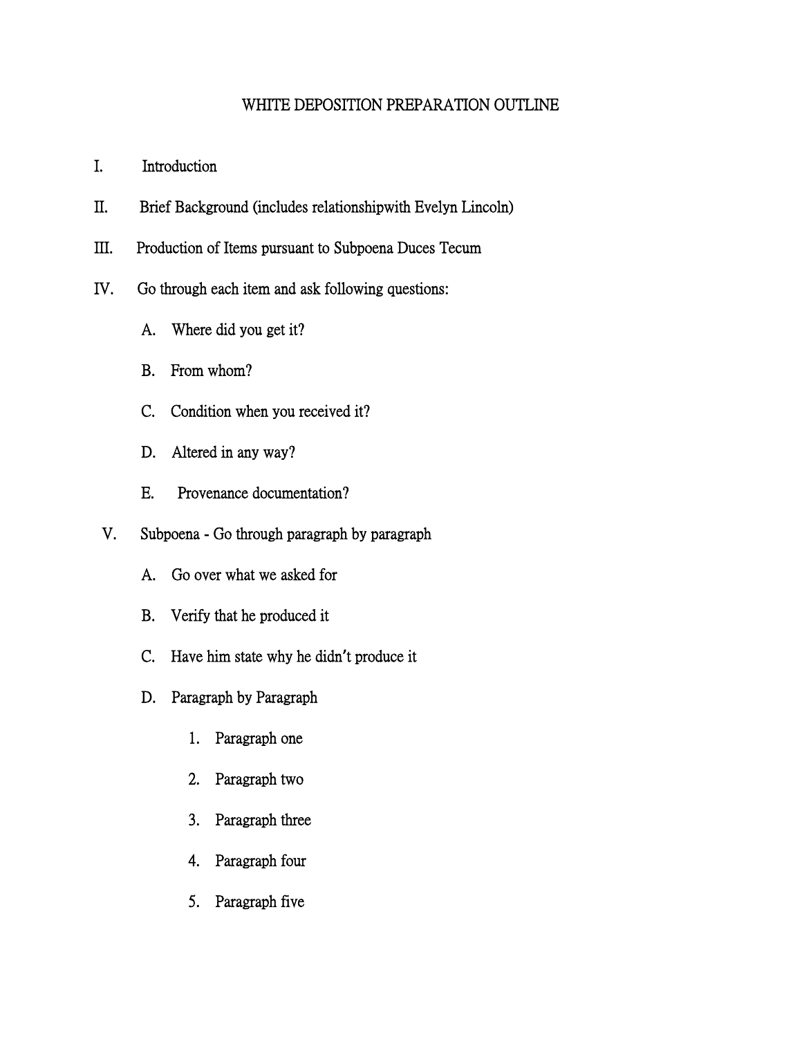# WHITE DEPOSITION PREPARATION OUTLINE

I. Introduction

II. Brief Background (includes relationshipwith Evelyn Lincoln)

III. Production of Items pursuant to Subpoena Duces Tecum

IV. Go through each item and ask following questions:

   A. Where did you get it?

   B. From whom?

   C. Condition when you received it?

   D. Altered in any way?

   E. Provenance documentation?

V. Subpoena - Go through paragraph by paragraph

   A. Go over what we asked for

   B. Verify that he produced it

   C. Have him state why he didn't produce it

   D. Paragraph by Paragraph

      1. Paragraph one

      2. Paragraph two

      3. Paragraph three

      4. Paragraph four

      5. Paragraph five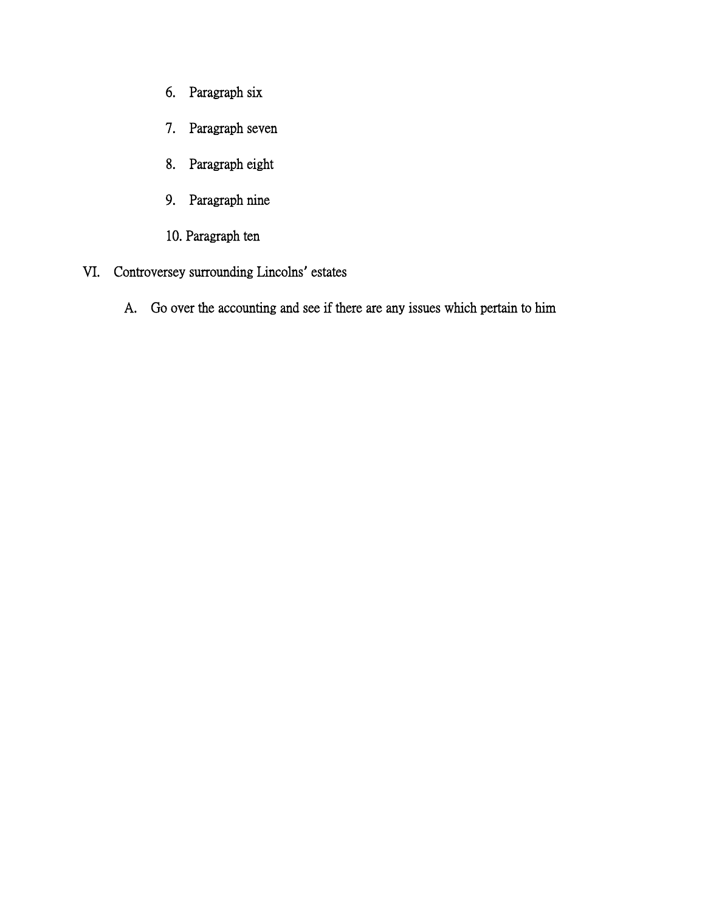6. Paragraph six

7. Paragraph seven

8. Paragraph eight

9. Paragraph nine

10. Paragraph ten

VI. Controversey surrounding Lincolns' estates

    A. Go over the accounting and see if there are any issues which pertain to him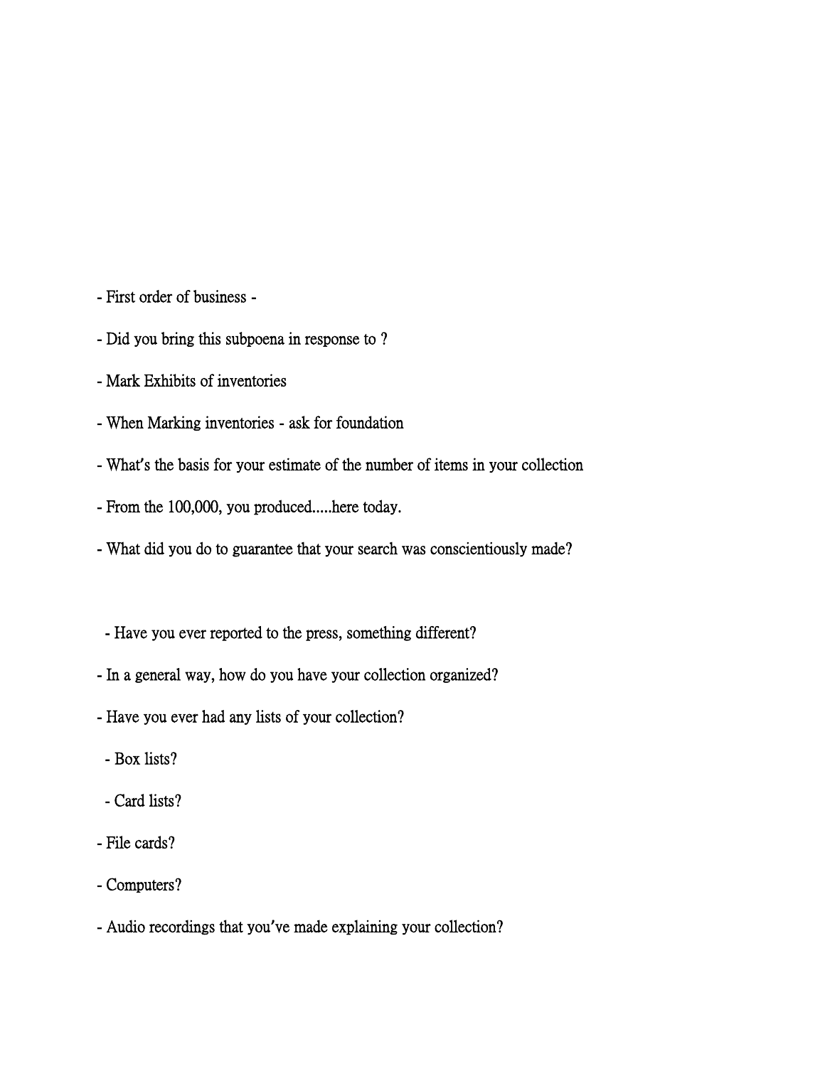- First order of business -

- Did you bring this subpoena in response to ?

- Mark Exhibits of inventories

- When Marking inventories - ask for foundation

- What's the basis for your estimate of the number of items in your collection

- From the 100,000, you produced.....here today.

- What did you do to guarantee that your search was conscientiously made?

  - Have you ever reported to the press, something different?

- In a general way, how do you have your collection organized?

- Have you ever had any lists of your collection?

  - Box lists?

  - Card lists?

- File cards?

- Computers?

- Audio recordings that you've made explaining your collection?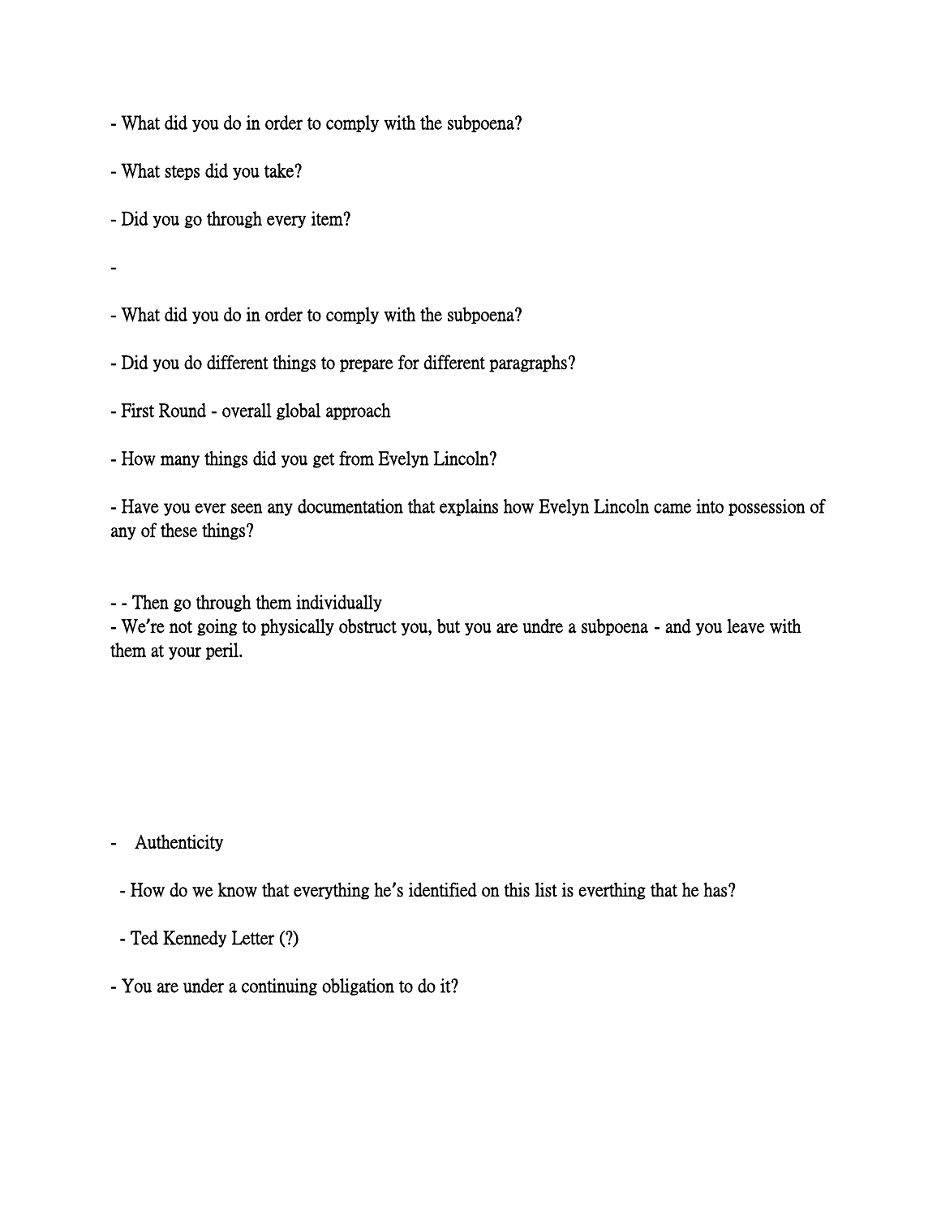- What did you do in order to comply with the subpoena?

- What steps did you take?

- Did you go through every item?

-

- What did you do in order to comply with the subpoena?

- Did you do different things to prepare for different paragraphs?

- First Round - overall global approach

- How many things did you get from Evelyn Lincoln?

- Have you ever seen any documentation that explains how Evelyn Lincoln came into possession of any of these things?

- - Then go through them individually
- We're not going to physically obstruct you, but you are undre a subpoena - and you leave with them at your peril.

- Authenticity

  - How do we know that everything he's identified on this list is everthing that he has?

  - Ted Kennedy Letter (?)

- You are under a continuing obligation to do it?